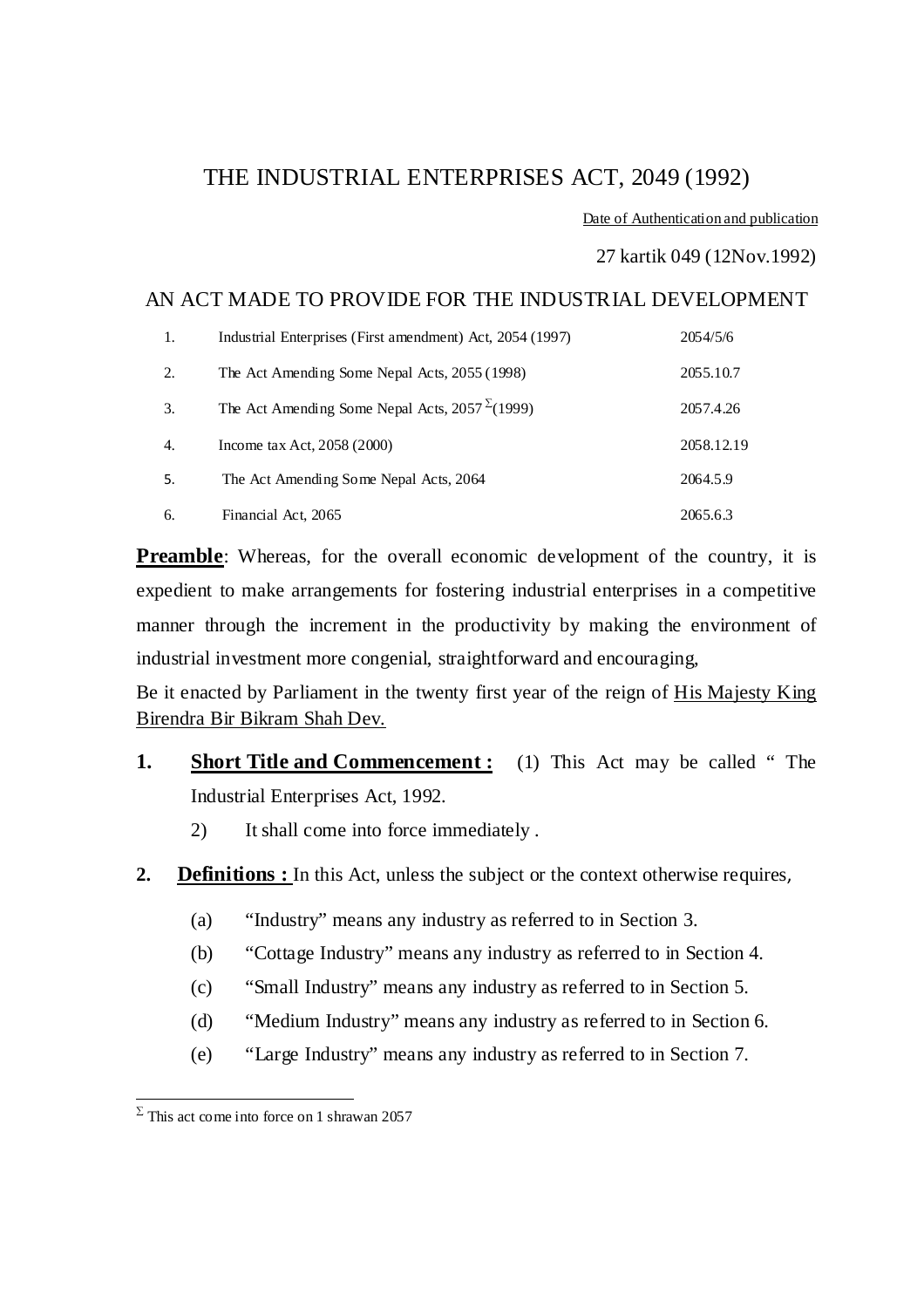# THE INDUSTRIAL ENTERPRISES ACT, 2049 (1992)

Date of Authentication and publication

27 kartik 049 (12Nov.1992)

## AN ACT MADE TO PROVIDE FOR THE INDUSTRIAL DEVELOPMENT

| | | |
|---|---|---|
| 1. | Industrial Enterprises (First amendment) Act, 2054 (1997) | 2054/5/6 |
| 2. | The Act Amending Some Nepal Acts, 2055 (1998) | 2055.10.7 |
| 3. | The Act Amending Some Nepal Acts, 2057 [Σ](1999) | 2057.4.26 |
| 4. | Income tax Act, 2058 (2000) | 2058.12.19 |
| 5. | The Act Amending Some Nepal Acts, 2064 | 2064.5.9 |
| 6. | Financial Act, 2065 | 2065.6.3 |

**Preamble**: Whereas, for the overall economic development of the country, it is expedient to make arrangements for fostering industrial enterprises in a competitive manner through the increment in the productivity by making the environment of industrial investment more congenial, straightforward and encouraging,

Be it enacted by Parliament in the twenty first year of the reign of His Majesty King Birendra Bir Bikram Shah Dev.

**1. Short Title and Commencement :** (1) This Act may be called " The Industrial Enterprises Act, 1992.

2) It shall come into force immediately .

**2. Definitions :** In this Act, unless the subject or the context otherwise requires,

(a) "Industry" means any industry as referred to in Section 3.

(b) "Cottage Industry" means any industry as referred to in Section 4.

(c) "Small Industry" means any industry as referred to in Section 5.

(d) "Medium Industry" means any industry as referred to in Section 6.

(e) "Large Industry" means any industry as referred to in Section 7.

---

[Σ] This act come into force on 1 shrawan 2057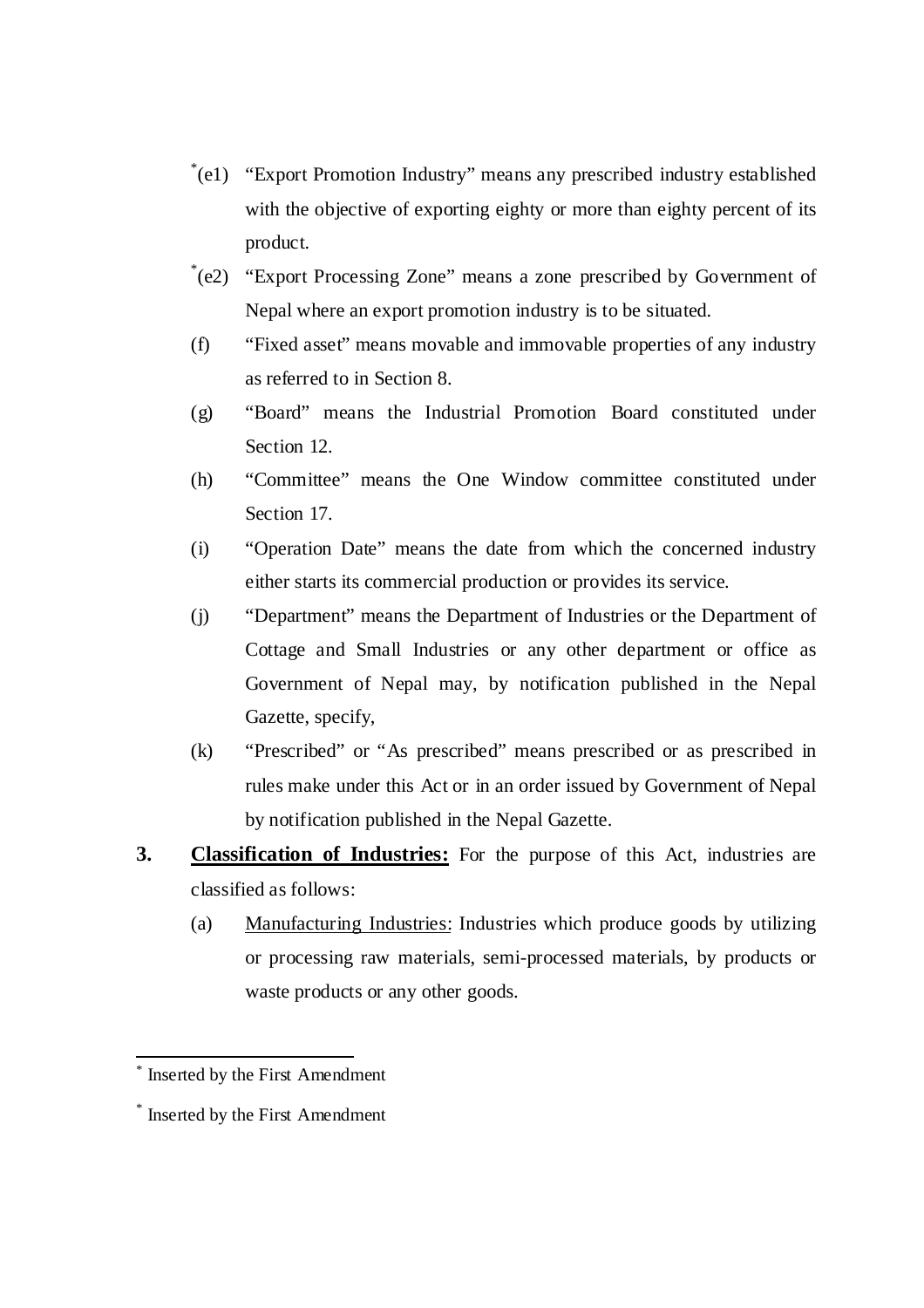[*](e1) "Export Promotion Industry" means any prescribed industry established with the objective of exporting eighty or more than eighty percent of its product.

[*](e2) "Export Processing Zone" means a zone prescribed by Government of Nepal where an export promotion industry is to be situated.

(f) "Fixed asset" means movable and immovable properties of any industry as referred to in Section 8.

(g) "Board" means the Industrial Promotion Board constituted under Section 12.

(h) "Committee" means the One Window committee constituted under Section 17.

(i) "Operation Date" means the date from which the concerned industry either starts its commercial production or provides its service.

(j) "Department" means the Department of Industries or the Department of Cottage and Small Industries or any other department or office as Government of Nepal may, by notification published in the Nepal Gazette, specify,

(k) "Prescribed" or "As prescribed" means prescribed or as prescribed in rules make under this Act or in an order issued by Government of Nepal by notification published in the Nepal Gazette.

**3.** **Classification of Industries:** For the purpose of this Act, industries are classified as follows:

(a) Manufacturing Industries: Industries which produce goods by utilizing or processing raw materials, semi-processed materials, by products or waste products or any other goods.

---

[*] Inserted by the First Amendment

[*] Inserted by the First Amendment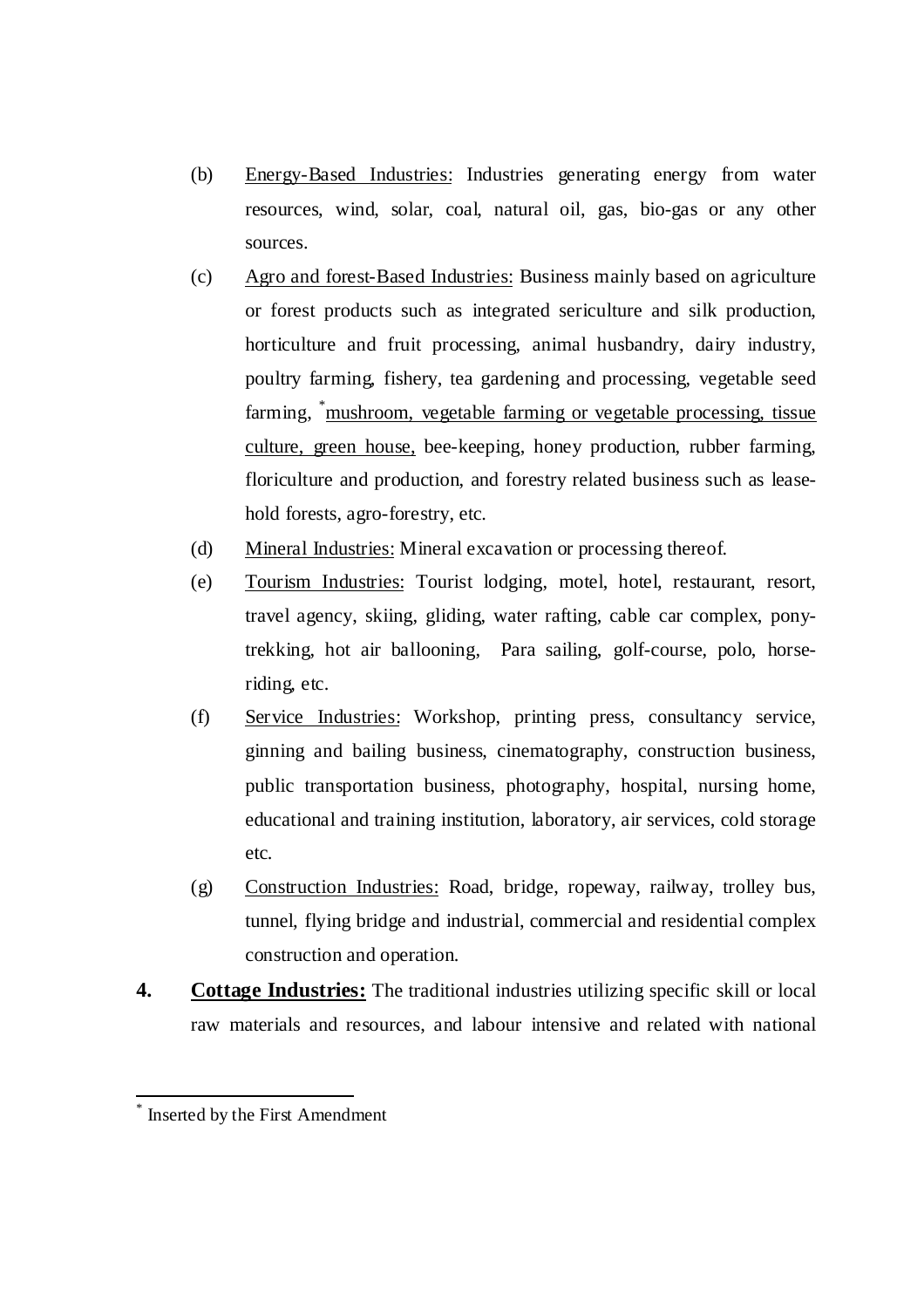(b) Energy-Based Industries: Industries generating energy from water resources, wind, solar, coal, natural oil, gas, bio-gas or any other sources.

(c) Agro and forest-Based Industries: Business mainly based on agriculture or forest products such as integrated sericulture and silk production, horticulture and fruit processing, animal husbandry, dairy industry, poultry farming, fishery, tea gardening and processing, vegetable seed farming, *mushroom, vegetable farming or vegetable processing, tissue culture, green house, bee-keeping, honey production, rubber farming, floriculture and production, and forestry related business such as lease-hold forests, agro-forestry, etc.

(d) Mineral Industries: Mineral excavation or processing thereof.

(e) Tourism Industries: Tourist lodging, motel, hotel, restaurant, resort, travel agency, skiing, gliding, water rafting, cable car complex, pony-trekking, hot air ballooning, Para sailing, golf-course, polo, horse-riding, etc.

(f) Service Industries: Workshop, printing press, consultancy service, ginning and bailing business, cinematography, construction business, public transportation business, photography, hospital, nursing home, educational and training institution, laboratory, air services, cold storage etc.

(g) Construction Industries: Road, bridge, ropeway, railway, trolley bus, tunnel, flying bridge and industrial, commercial and residential complex construction and operation.

**4. Cottage Industries:** The traditional industries utilizing specific skill or local raw materials and resources, and labour intensive and related with national

---

* Inserted by the First Amendment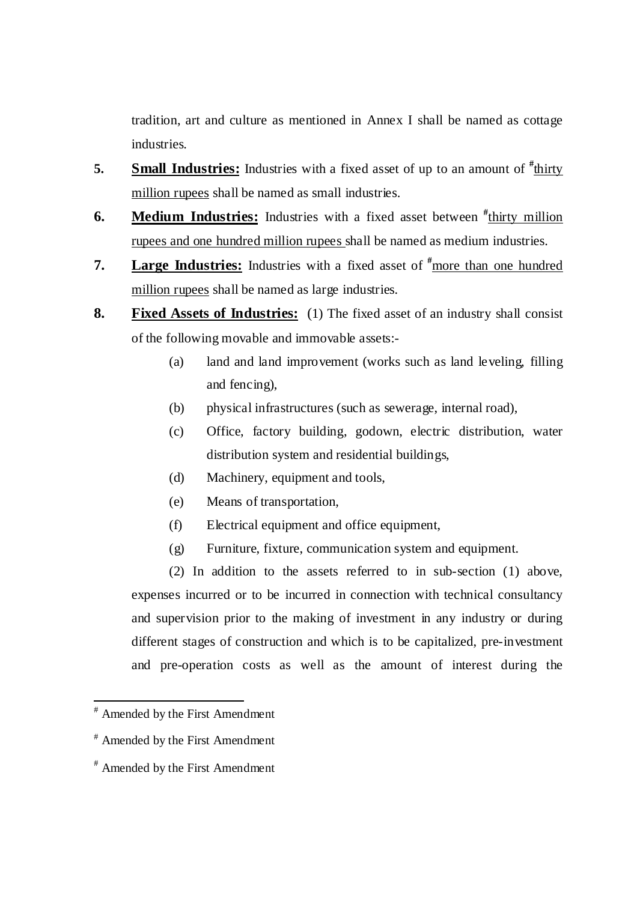tradition, art and culture as mentioned in Annex I shall be named as cottage industries.

**5.** **Small Industries:** Industries with a fixed asset of up to an amount of [#]thirty million rupees shall be named as small industries.

**6.** **Medium Industries:** Industries with a fixed asset between [#]thirty million rupees and one hundred million rupees shall be named as medium industries.

**7.** **Large Industries:** Industries with a fixed asset of [#]more than one hundred million rupees shall be named as large industries.

**8.** **Fixed Assets of Industries:** (1) The fixed asset of an industry shall consist of the following movable and immovable assets:-

(a) land and land improvement (works such as land leveling, filling and fencing),

(b) physical infrastructures (such as sewerage, internal road),

(c) Office, factory building, godown, electric distribution, water distribution system and residential buildings,

(d) Machinery, equipment and tools,

(e) Means of transportation,

(f) Electrical equipment and office equipment,

(g) Furniture, fixture, communication system and equipment.

(2) In addition to the assets referred to in sub-section (1) above, expenses incurred or to be incurred in connection with technical consultancy and supervision prior to the making of investment in any industry or during different stages of construction and which is to be capitalized, pre-investment and pre-operation costs as well as the amount of interest during the

---

[#] Amended by the First Amendment

[#] Amended by the First Amendment

[#] Amended by the First Amendment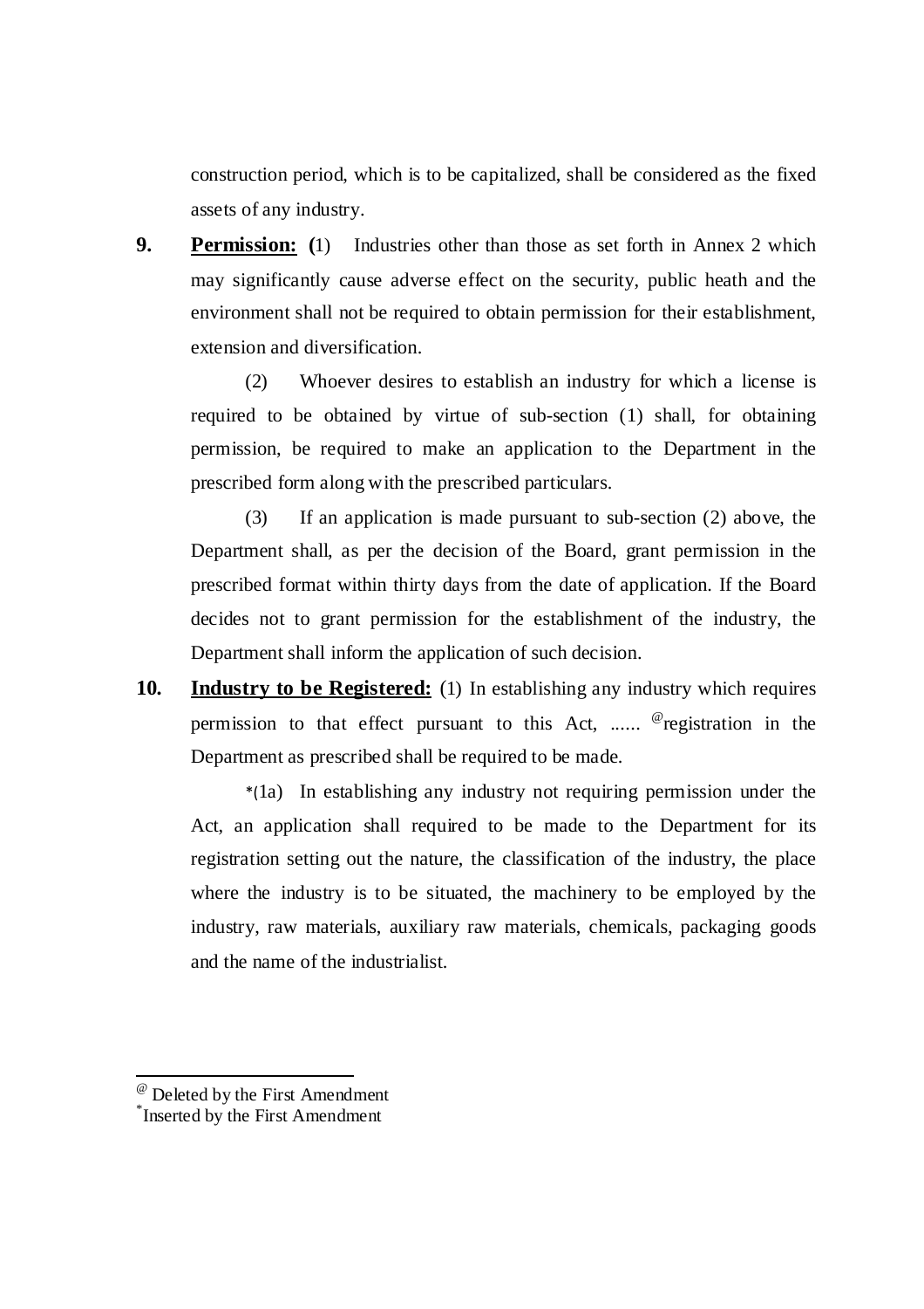construction period, which is to be capitalized, shall be considered as the fixed assets of any industry.

**9. Permission:** (1) Industries other than those as set forth in Annex 2 which may significantly cause adverse effect on the security, public heath and the environment shall not be required to obtain permission for their establishment, extension and diversification.

(2) Whoever desires to establish an industry for which a license is required to be obtained by virtue of sub-section (1) shall, for obtaining permission, be required to make an application to the Department in the prescribed form along with the prescribed particulars.

(3) If an application is made pursuant to sub-section (2) above, the Department shall, as per the decision of the Board, grant permission in the prescribed format within thirty days from the date of application. If the Board decides not to grant permission for the establishment of the industry, the Department shall inform the application of such decision.

**10. Industry to be Registered:** (1) In establishing any industry which requires permission to that effect pursuant to this Act, ...... [@]registration in the Department as prescribed shall be required to be made.

[*](1a) In establishing any industry not requiring permission under the Act, an application shall required to be made to the Department for its registration setting out the nature, the classification of the industry, the place where the industry is to be situated, the machinery to be employed by the industry, raw materials, auxiliary raw materials, chemicals, packaging goods and the name of the industrialist.

---

[@] Deleted by the First Amendment
[*] Inserted by the First Amendment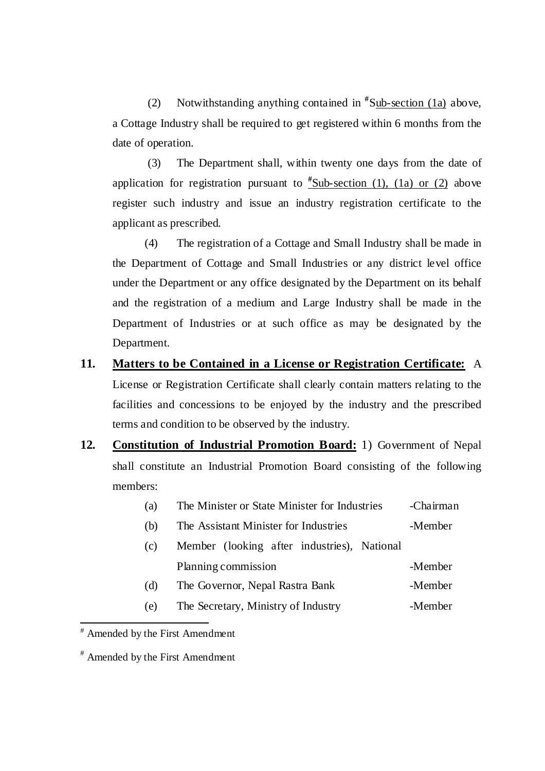(2) Notwithstanding anything contained in [#]Sub-section (1a) above, a Cottage Industry shall be required to get registered within 6 months from the date of operation.

(3) The Department shall, within twenty one days from the date of application for registration pursuant to [#]Sub-section (1), (1a) or (2) above register such industry and issue an industry registration certificate to the applicant as prescribed.

(4) The registration of a Cottage and Small Industry shall be made in the Department of Cottage and Small Industries or any district level office under the Department or any office designated by the Department on its behalf and the registration of a medium and Large Industry shall be made in the Department of Industries or at such office as may be designated by the Department.

**11. Matters to be Contained in a License or Registration Certificate:** A License or Registration Certificate shall clearly contain matters relating to the facilities and concessions to be enjoyed by the industry and the prescribed terms and condition to be observed by the industry.

**12. Constitution of Industrial Promotion Board:** 1) Government of Nepal shall constitute an Industrial Promotion Board consisting of the following members:

(a) The Minister or State Minister for Industries -Chairman

(b) The Assistant Minister for Industries -Member

(c) Member (looking after industries), National Planning commission -Member

(d) The Governor, Nepal Rastra Bank -Member

(e) The Secretary, Ministry of Industry -Member

---

[#] Amended by the First Amendment

[#] Amended by the First Amendment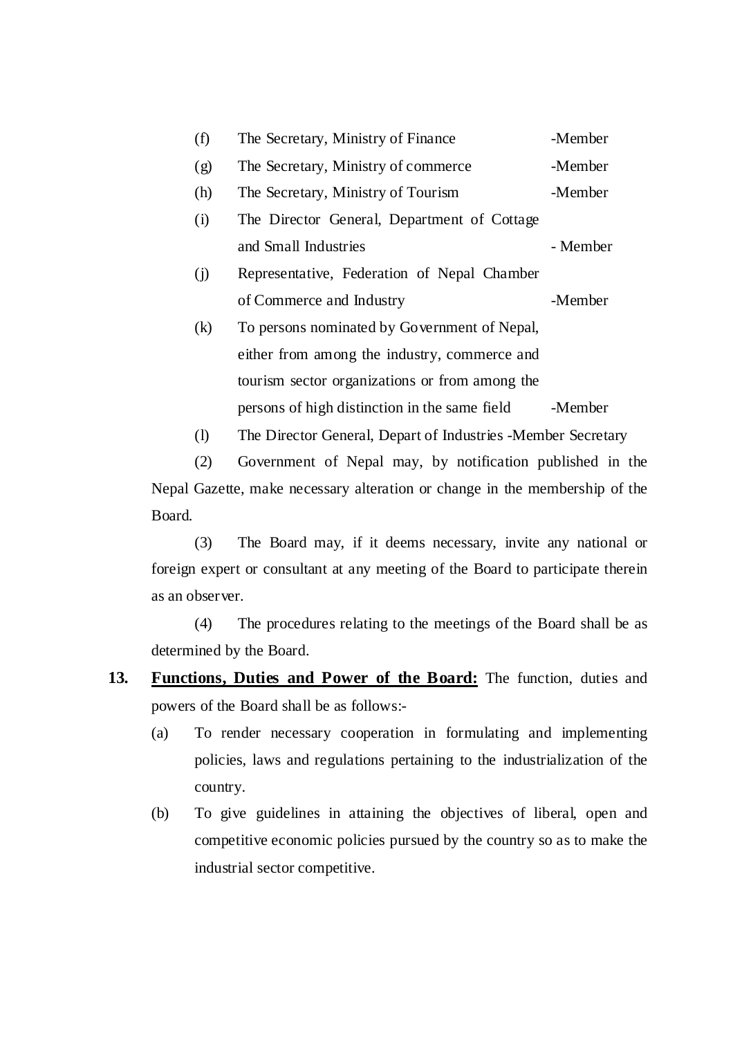(f) The Secretary, Ministry of Finance -Member

(g) The Secretary, Ministry of commerce -Member

(h) The Secretary, Ministry of Tourism -Member

(i) The Director General, Department of Cottage and Small Industries - Member

(j) Representative, Federation of Nepal Chamber of Commerce and Industry -Member

(k) To persons nominated by Government of Nepal, either from among the industry, commerce and tourism sector organizations or from among the persons of high distinction in the same field -Member

(l) The Director General, Depart of Industries -Member Secretary

(2) Government of Nepal may, by notification published in the Nepal Gazette, make necessary alteration or change in the membership of the Board.

(3) The Board may, if it deems necessary, invite any national or foreign expert or consultant at any meeting of the Board to participate therein as an observer.

(4) The procedures relating to the meetings of the Board shall be as determined by the Board.

**13. <u>Functions, Duties and Power of the Board:</u>** The function, duties and powers of the Board shall be as follows:-

(a) To render necessary cooperation in formulating and implementing policies, laws and regulations pertaining to the industrialization of the country.

(b) To give guidelines in attaining the objectives of liberal, open and competitive economic policies pursued by the country so as to make the industrial sector competitive.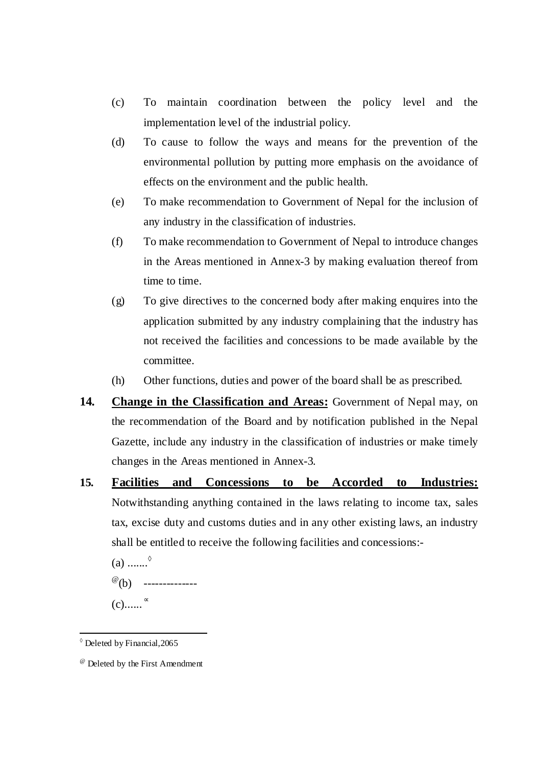(c) To maintain coordination between the policy level and the implementation level of the industrial policy.

(d) To cause to follow the ways and means for the prevention of the environmental pollution by putting more emphasis on the avoidance of effects on the environment and the public health.

(e) To make recommendation to Government of Nepal for the inclusion of any industry in the classification of industries.

(f) To make recommendation to Government of Nepal to introduce changes in the Areas mentioned in Annex-3 by making evaluation thereof from time to time.

(g) To give directives to the concerned body after making enquires into the application submitted by any industry complaining that the industry has not received the facilities and concessions to be made available by the committee.

(h) Other functions, duties and power of the board shall be as prescribed.

**14. <u>Change in the Classification and Areas:</u>** Government of Nepal may, on the recommendation of the Board and by notification published in the Nepal Gazette, include any industry in the classification of industries or make timely changes in the Areas mentioned in Annex-3.

**15. <u>Facilities and Concessions to be Accorded to Industries:</u>** Notwithstanding anything contained in the laws relating to income tax, sales tax, excise duty and customs duties and in any other existing laws, an industry shall be entitled to receive the following facilities and concessions:-

(a) .......[◊]

[@](b) --------------

(c)......[∝]

---

[◊] Deleted by Financial,2065

[@] Deleted by the First Amendment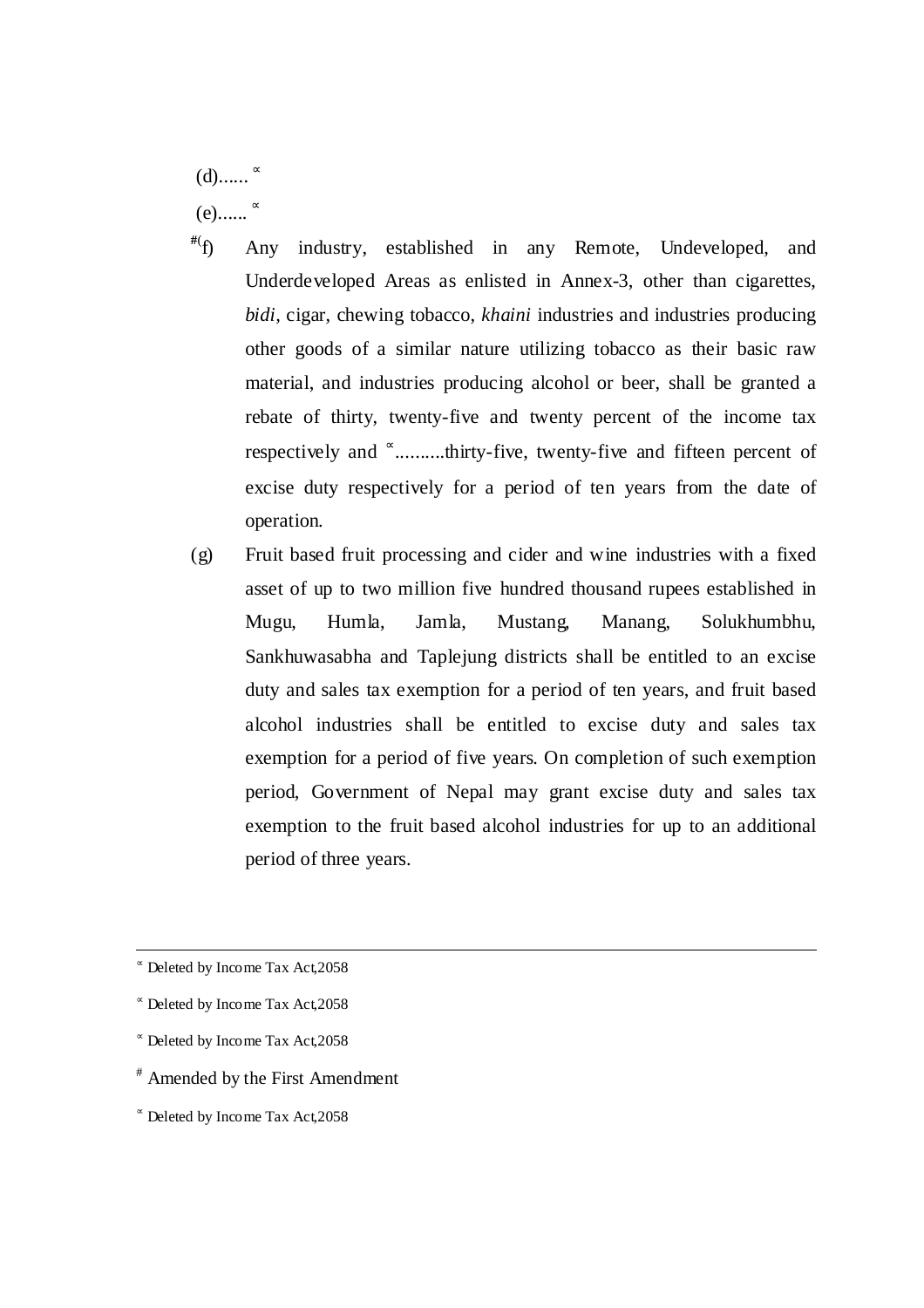(d)...... [∝]

(e)...... [∝]

[#](f) Any industry, established in any Remote, Undeveloped, and Underdeveloped Areas as enlisted in Annex-3, other than cigarettes, *bidi*, cigar, chewing tobacco, *khaini* industries and industries producing other goods of a similar nature utilizing tobacco as their basic raw material, and industries producing alcohol or beer, shall be granted a rebate of thirty, twenty-five and twenty percent of the income tax respectively and [∝]..........thirty-five, twenty-five and fifteen percent of excise duty respectively for a period of ten years from the date of operation.

(g) Fruit based fruit processing and cider and wine industries with a fixed asset of up to two million five hundred thousand rupees established in Mugu, Humla, Jamla, Mustang, Manang, Solukhumbhu, Sankhuwasabha and Taplejung districts shall be entitled to an excise duty and sales tax exemption for a period of ten years, and fruit based alcohol industries shall be entitled to excise duty and sales tax exemption for a period of five years. On completion of such exemption period, Government of Nepal may grant excise duty and sales tax exemption to the fruit based alcohol industries for up to an additional period of three years.

---

[∝] Deleted by Income Tax Act,2058

[∝] Deleted by Income Tax Act,2058

[∝] Deleted by Income Tax Act,2058

[#] Amended by the First Amendment

[∝] Deleted by Income Tax Act,2058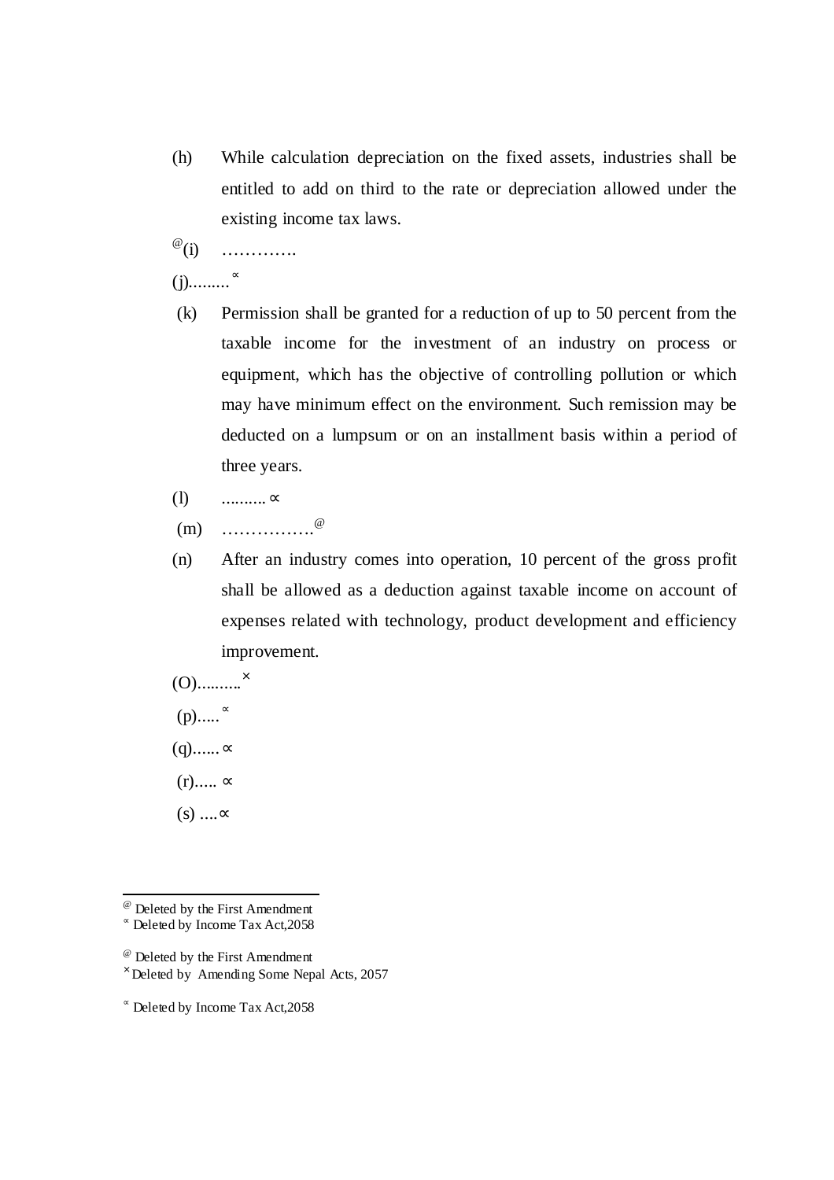(h) While calculation depreciation on the fixed assets, industries shall be entitled to add on third to the rate or depreciation allowed under the existing income tax laws.

@(i) ………….

(j).........∝

(k) Permission shall be granted for a reduction of up to 50 percent from the taxable income for the investment of an industry on process or equipment, which has the objective of controlling pollution or which may have minimum effect on the environment. Such remission may be deducted on a lumpsum or on an installment basis within a period of three years.

(l) ..........∝

(m) …………….@

(n) After an industry comes into operation, 10 percent of the gross profit shall be allowed as a deduction against taxable income on account of expenses related with technology, product development and efficiency improvement.

(O)..........×

(p).....∝

(q)......∝

(r)..... ∝

(s) ....∝

---

@ Deleted by the First Amendment

∝ Deleted by Income Tax Act,2058

@ Deleted by the First Amendment

× Deleted by Amending Some Nepal Acts, 2057

∝ Deleted by Income Tax Act,2058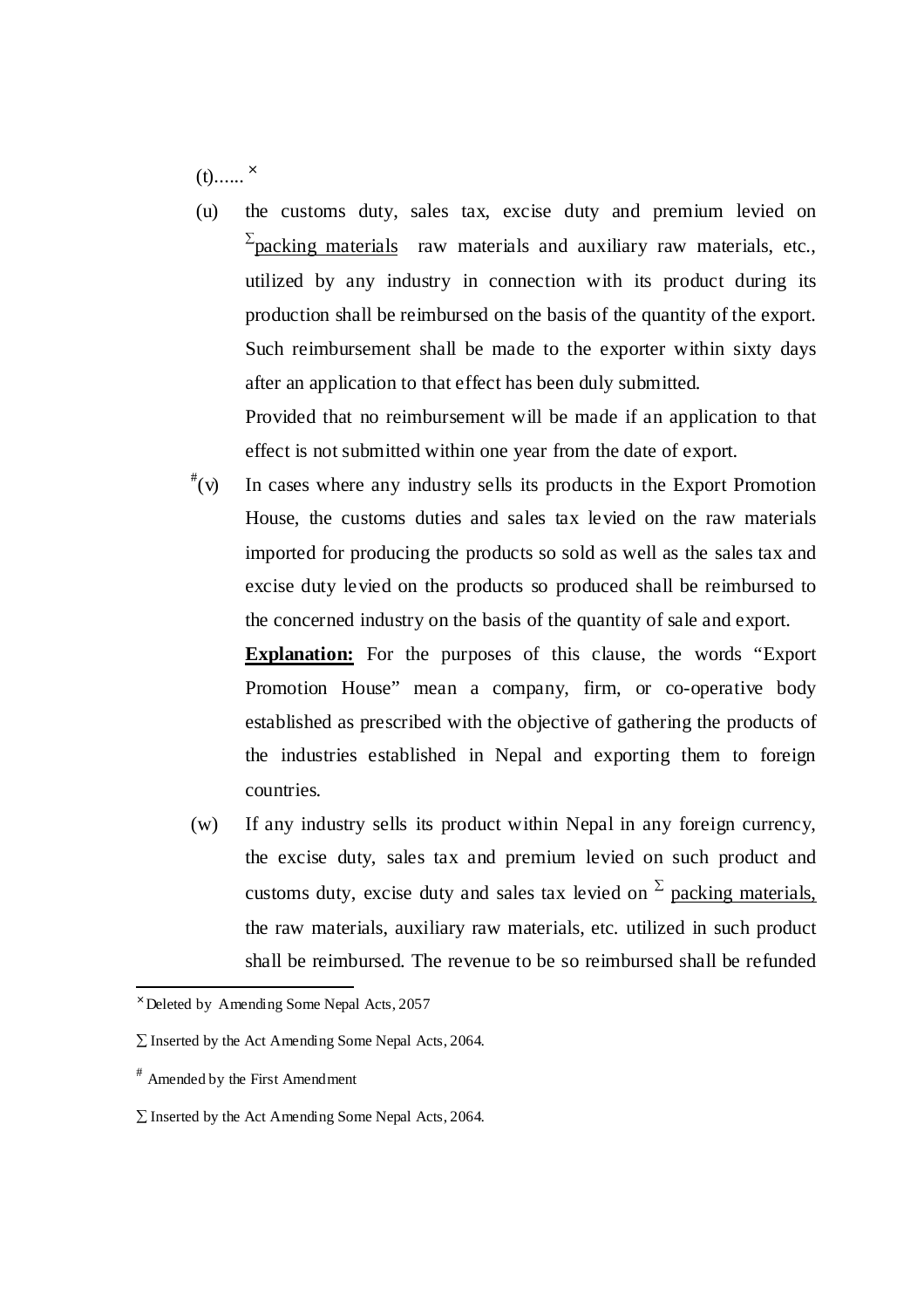(t)...... [×]

(u) the customs duty, sales tax, excise duty and premium levied on [Σ]packing materials raw materials and auxiliary raw materials, etc., utilized by any industry in connection with its product during its production shall be reimbursed on the basis of the quantity of the export. Such reimbursement shall be made to the exporter within sixty days after an application to that effect has been duly submitted.

Provided that no reimbursement will be made if an application to that effect is not submitted within one year from the date of export.

[#](v) In cases where any industry sells its products in the Export Promotion House, the customs duties and sales tax levied on the raw materials imported for producing the products so sold as well as the sales tax and excise duty levied on the products so produced shall be reimbursed to the concerned industry on the basis of the quantity of sale and export.

**Explanation:** For the purposes of this clause, the words "Export Promotion House" mean a company, firm, or co-operative body established as prescribed with the objective of gathering the products of the industries established in Nepal and exporting them to foreign countries.

(w) If any industry sells its product within Nepal in any foreign currency, the excise duty, sales tax and premium levied on such product and customs duty, excise duty and sales tax levied on [Σ] packing materials, the raw materials, auxiliary raw materials, etc. utilized in such product shall be reimbursed. The revenue to be so reimbursed shall be refunded

---

× Deleted by Amending Some Nepal Acts, 2057

∑ Inserted by the Act Amending Some Nepal Acts, 2064.

# Amended by the First Amendment

∑ Inserted by the Act Amending Some Nepal Acts, 2064.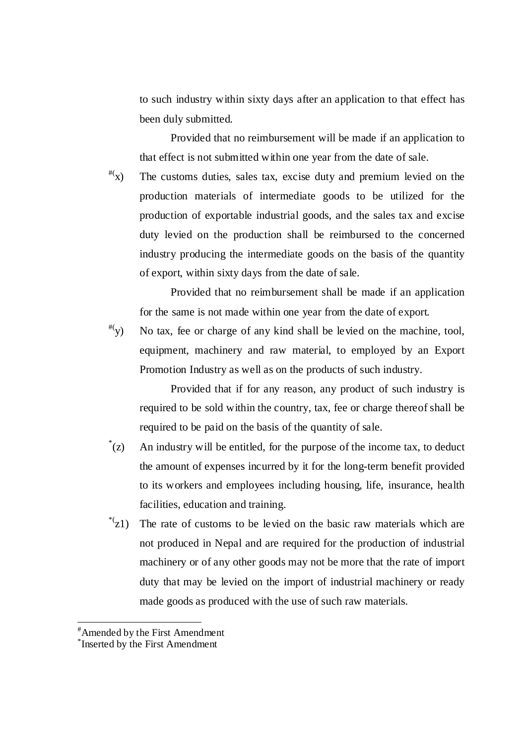to such industry within sixty days after an application to that effect has been duly submitted.

Provided that no reimbursement will be made if an application to that effect is not submitted within one year from the date of sale.

#(x) The customs duties, sales tax, excise duty and premium levied on the production materials of intermediate goods to be utilized for the production of exportable industrial goods, and the sales tax and excise duty levied on the production shall be reimbursed to the concerned industry producing the intermediate goods on the basis of the quantity of export, within sixty days from the date of sale.

Provided that no reimbursement shall be made if an application for the same is not made within one year from the date of export.

#(y) No tax, fee or charge of any kind shall be levied on the machine, tool, equipment, machinery and raw material, to employed by an Export Promotion Industry as well as on the products of such industry.

Provided that if for any reason, any product of such industry is required to be sold within the country, tax, fee or charge thereof shall be required to be paid on the basis of the quantity of sale.

*(z) An industry will be entitled, for the purpose of the income tax, to deduct the amount of expenses incurred by it for the long-term benefit provided to its workers and employees including housing, life, insurance, health facilities, education and training.

*(z1) The rate of customs to be levied on the basic raw materials which are not produced in Nepal and are required for the production of industrial machinery or of any other goods may not be more that the rate of import duty that may be levied on the import of industrial machinery or ready made goods as produced with the use of such raw materials.

---

# Amended by the First Amendment

* Inserted by the First Amendment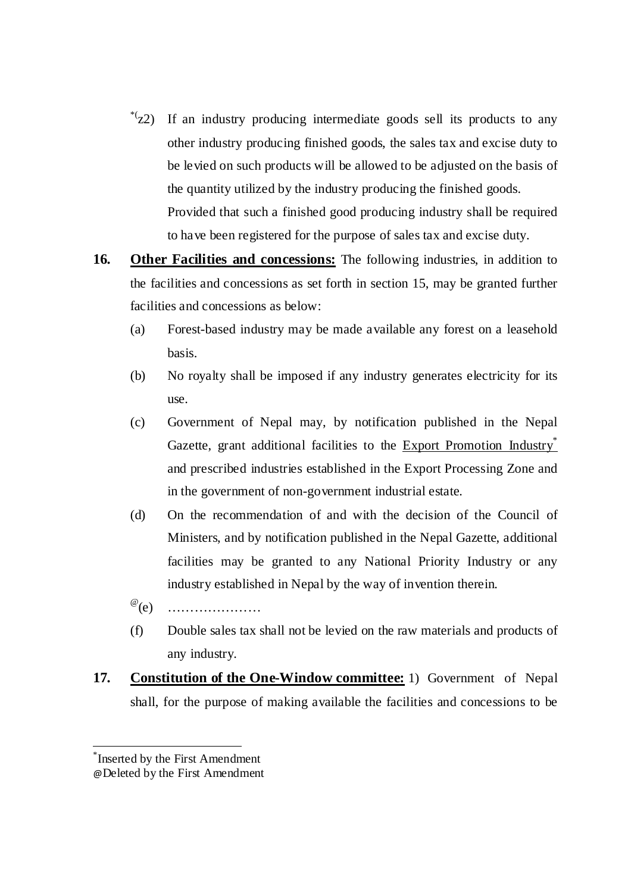[*](z2) If an industry producing intermediate goods sell its products to any other industry producing finished goods, the sales tax and excise duty to be levied on such products will be allowed to be adjusted on the basis of the quantity utilized by the industry producing the finished goods.

Provided that such a finished good producing industry shall be required to have been registered for the purpose of sales tax and excise duty.

**16. Other Facilities and concessions:** The following industries, in addition to the facilities and concessions as set forth in section 15, may be granted further facilities and concessions as below:

(a) Forest-based industry may be made available any forest on a leasehold basis.

(b) No royalty shall be imposed if any industry generates electricity for its use.

(c) Government of Nepal may, by notification published in the Nepal Gazette, grant additional facilities to the Export Promotion Industry[*] and prescribed industries established in the Export Processing Zone and in the government of non-government industrial estate.

(d) On the recommendation of and with the decision of the Council of Ministers, and by notification published in the Nepal Gazette, additional facilities may be granted to any National Priority Industry or any industry established in Nepal by the way of invention therein.

[@](e) …………………

(f) Double sales tax shall not be levied on the raw materials and products of any industry.

**17. Constitution of the One-Window committee:** 1) Government of Nepal shall, for the purpose of making available the facilities and concessions to be

---

[*] Inserted by the First Amendment

@Deleted by the First Amendment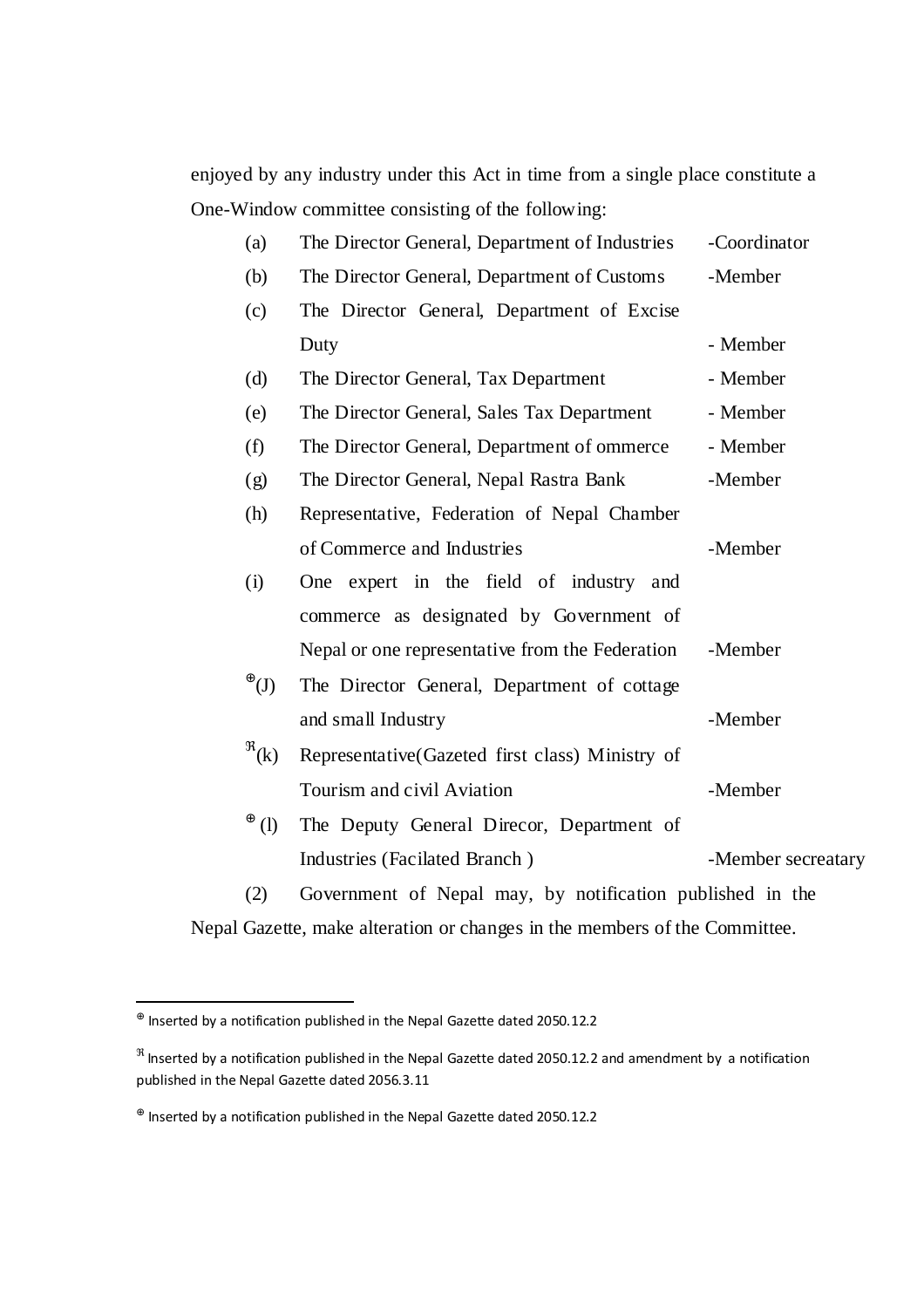enjoyed by any industry under this Act in time from a single place constitute a One-Window committee consisting of the following:

(a) The Director General, Department of Industries -Coordinator

(b) The Director General, Department of Customs -Member

(c) The Director General, Department of Excise Duty - Member

(d) The Director General, Tax Department - Member

(e) The Director General, Sales Tax Department - Member

(f) The Director General, Department of ommerce - Member

(g) The Director General, Nepal Rastra Bank -Member

(h) Representative, Federation of Nepal Chamber of Commerce and Industries -Member

(i) One expert in the field of industry and commerce as designated by Government of Nepal or one representative from the Federation -Member

⊕(J) The Director General, Department of cottage and small Industry -Member

ℜ(k) Representative(Gazeted first class) Ministry of Tourism and civil Aviation -Member

⊕ (l) The Deputy General Direcor, Department of Industries (Facilated Branch ) -Member secreatary

(2) Government of Nepal may, by notification published in the Nepal Gazette, make alteration or changes in the members of the Committee.

---

⊕ Inserted by a notification published in the Nepal Gazette dated 2050.12.2

ℜ Inserted by a notification published in the Nepal Gazette dated 2050.12.2 and amendment by a notification published in the Nepal Gazette dated 2056.3.11

⊕ Inserted by a notification published in the Nepal Gazette dated 2050.12.2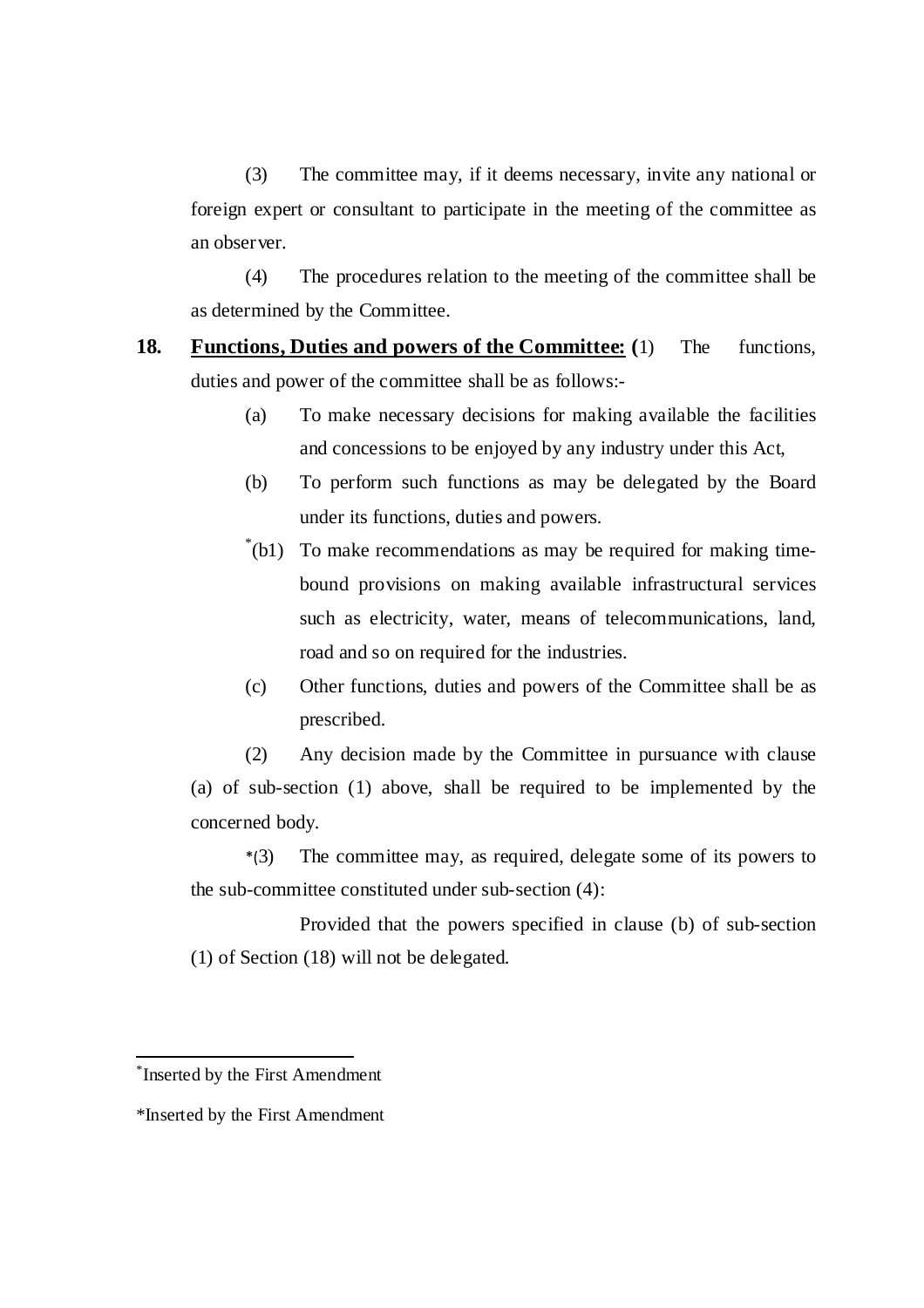(3) The committee may, if it deems necessary, invite any national or foreign expert or consultant to participate in the meeting of the committee as an observer.

(4) The procedures relation to the meeting of the committee shall be as determined by the Committee.

**18. Functions, Duties and powers of the Committee:** (1) The functions, duties and power of the committee shall be as follows:-

(a) To make necessary decisions for making available the facilities and concessions to be enjoyed by any industry under this Act,

(b) To perform such functions as may be delegated by the Board under its functions, duties and powers.

*(b1) To make recommendations as may be required for making time-bound provisions on making available infrastructural services such as electricity, water, means of telecommunications, land, road and so on required for the industries.

(c) Other functions, duties and powers of the Committee shall be as prescribed.

(2) Any decision made by the Committee in pursuance with clause (a) of sub-section (1) above, shall be required to be implemented by the concerned body.

*(3) The committee may, as required, delegate some of its powers to the sub-committee constituted under sub-section (4):

Provided that the powers specified in clause (b) of sub-section (1) of Section (18) will not be delegated.

---

*Inserted by the First Amendment

*Inserted by the First Amendment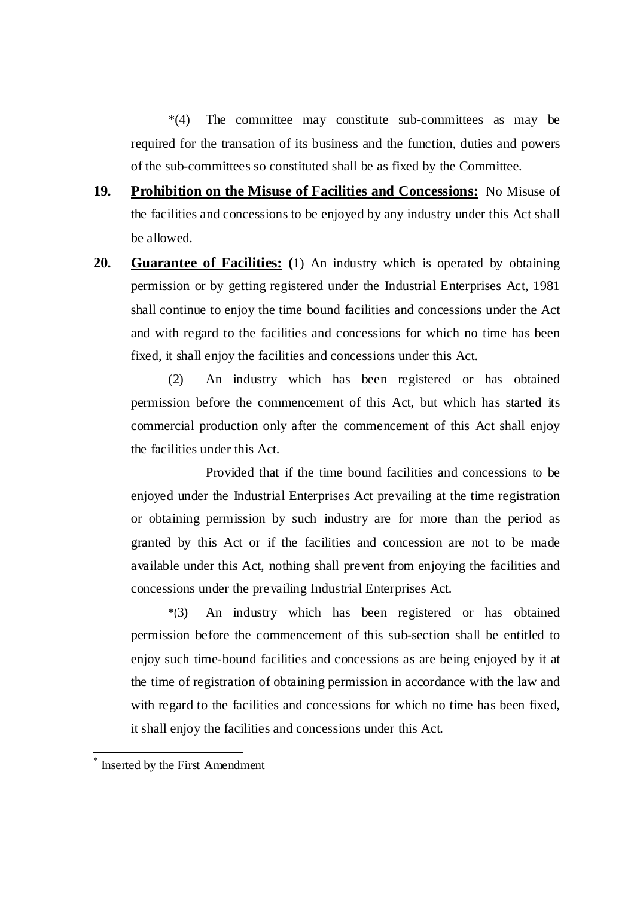*(4) The committee may constitute sub-committees as may be required for the transation of its business and the function, duties and powers of the sub-committees so constituted shall be as fixed by the Committee.

**19. Prohibition on the Misuse of Facilities and Concessions:** No Misuse of the facilities and concessions to be enjoyed by any industry under this Act shall be allowed.

**20. Guarantee of Facilities: (**1) An industry which is operated by obtaining permission or by getting registered under the Industrial Enterprises Act, 1981 shall continue to enjoy the time bound facilities and concessions under the Act and with regard to the facilities and concessions for which no time has been fixed, it shall enjoy the facilities and concessions under this Act.

(2) An industry which has been registered or has obtained permission before the commencement of this Act, but which has started its commercial production only after the commencement of this Act shall enjoy the facilities under this Act.

Provided that if the time bound facilities and concessions to be enjoyed under the Industrial Enterprises Act prevailing at the time registration or obtaining permission by such industry are for more than the period as granted by this Act or if the facilities and concession are not to be made available under this Act, nothing shall prevent from enjoying the facilities and concessions under the prevailing Industrial Enterprises Act.

*(3) An industry which has been registered or has obtained permission before the commencement of this sub-section shall be entitled to enjoy such time-bound facilities and concessions as are being enjoyed by it at the time of registration of obtaining permission in accordance with the law and with regard to the facilities and concessions for which no time has been fixed, it shall enjoy the facilities and concessions under this Act.

---

* Inserted by the First Amendment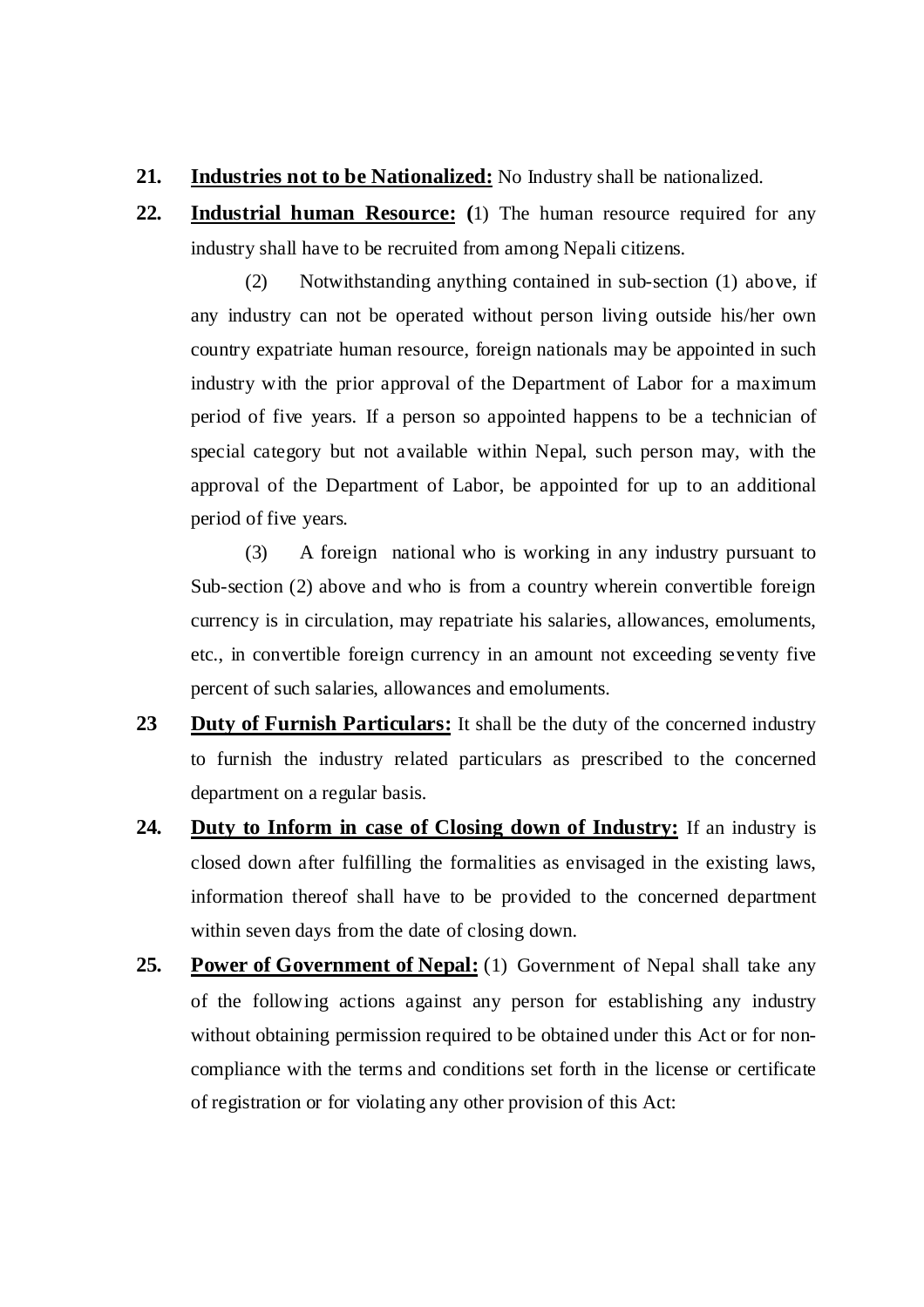**21.** **<u>Industries not to be Nationalized:</u>** No Industry shall be nationalized.

**22.** **<u>Industrial human Resource:</u> (**1) The human resource required for any industry shall have to be recruited from among Nepali citizens.

(2) Notwithstanding anything contained in sub-section (1) above, if any industry can not be operated without person living outside his/her own country expatriate human resource, foreign nationals may be appointed in such industry with the prior approval of the Department of Labor for a maximum period of five years. If a person so appointed happens to be a technician of special category but not available within Nepal, such person may, with the approval of the Department of Labor, be appointed for up to an additional period of five years.

(3) A foreign national who is working in any industry pursuant to Sub-section (2) above and who is from a country wherein convertible foreign currency is in circulation, may repatriate his salaries, allowances, emoluments, etc., in convertible foreign currency in an amount not exceeding seventy five percent of such salaries, allowances and emoluments.

**23** **<u>Duty of Furnish Particulars:</u>** It shall be the duty of the concerned industry to furnish the industry related particulars as prescribed to the concerned department on a regular basis.

**24.** **<u>Duty to Inform in case of Closing down of Industry:</u>** If an industry is closed down after fulfilling the formalities as envisaged in the existing laws, information thereof shall have to be provided to the concerned department within seven days from the date of closing down.

**25.** **<u>Power of Government of Nepal:</u>** (1) Government of Nepal shall take any of the following actions against any person for establishing any industry without obtaining permission required to be obtained under this Act or for non-compliance with the terms and conditions set forth in the license or certificate of registration or for violating any other provision of this Act: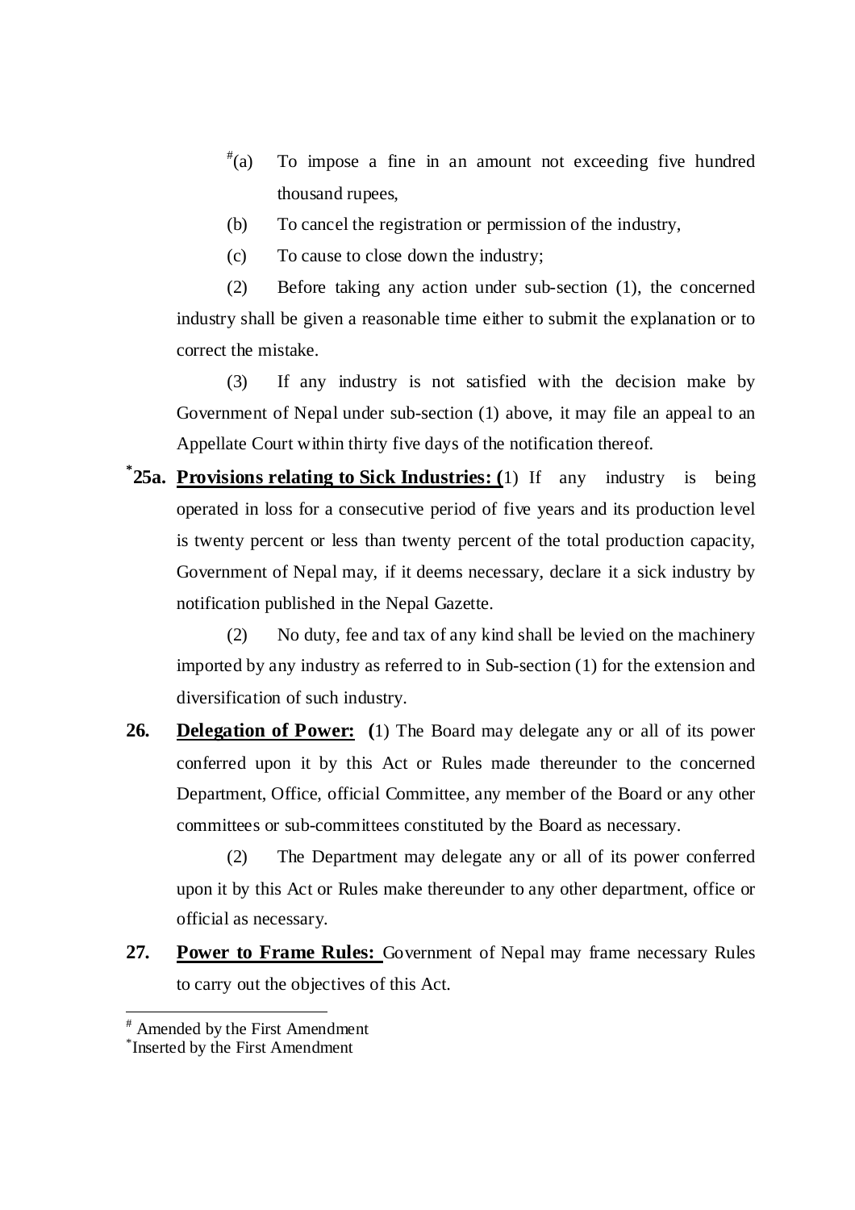[#](a) To impose a fine in an amount not exceeding five hundred thousand rupees,

(b) To cancel the registration or permission of the industry,

(c) To cause to close down the industry;

(2) Before taking any action under sub-section (1), the concerned industry shall be given a reasonable time either to submit the explanation or to correct the mistake.

(3) If any industry is not satisfied with the decision make by Government of Nepal under sub-section (1) above, it may file an appeal to an Appellate Court within thirty five days of the notification thereof.

**[*]25a. <u>Provisions relating to Sick Industries: (</u>**1) If any industry is being operated in loss for a consecutive period of five years and its production level is twenty percent or less than twenty percent of the total production capacity, Government of Nepal may, if it deems necessary, declare it a sick industry by notification published in the Nepal Gazette.

(2) No duty, fee and tax of any kind shall be levied on the machinery imported by any industry as referred to in Sub-section (1) for the extension and diversification of such industry.

**26. <u>Delegation of Power:</u> (**1) The Board may delegate any or all of its power conferred upon it by this Act or Rules made thereunder to the concerned Department, Office, official Committee, any member of the Board or any other committees or sub-committees constituted by the Board as necessary.

(2) The Department may delegate any or all of its power conferred upon it by this Act or Rules make thereunder to any other department, office or official as necessary.

**27. <u>Power to Frame Rules:</u>** Government of Nepal may frame necessary Rules to carry out the objectives of this Act.

---

[#] Amended by the First Amendment

[*] Inserted by the First Amendment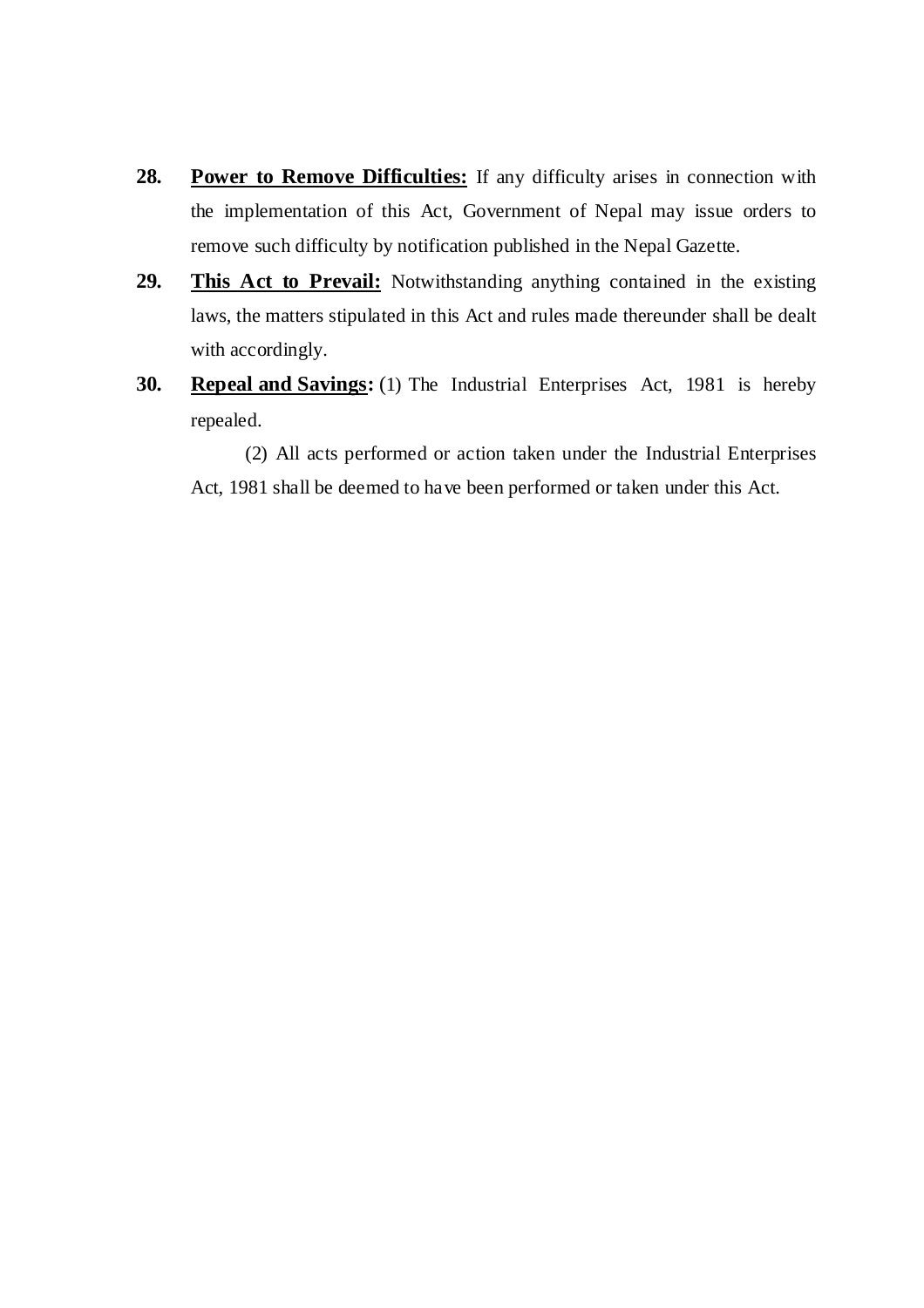**28.** **Power to Remove Difficulties:** If any difficulty arises in connection with the implementation of this Act, Government of Nepal may issue orders to remove such difficulty by notification published in the Nepal Gazette.

**29.** **This Act to Prevail:** Notwithstanding anything contained in the existing laws, the matters stipulated in this Act and rules made thereunder shall be dealt with accordingly.

**30.** **Repeal and Savings:** (1) The Industrial Enterprises Act, 1981 is hereby repealed.

(2) All acts performed or action taken under the Industrial Enterprises Act, 1981 shall be deemed to have been performed or taken under this Act.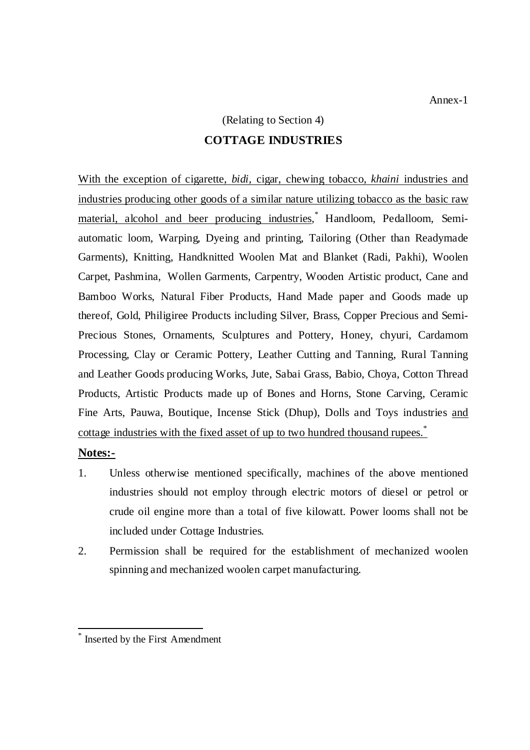Annex-1

(Relating to Section 4)

## COTTAGE INDUSTRIES

With the exception of cigarette, *bidi*, cigar, chewing tobacco, *khaini* industries and industries producing other goods of a similar nature utilizing tobacco as the basic raw material, alcohol and beer producing industries,[*] Handloom, Pedalloom, Semi-automatic loom, Warping, Dyeing and printing, Tailoring (Other than Readymade Garments), Knitting, Handknitted Woolen Mat and Blanket (Radi, Pakhi), Woolen Carpet, Pashmina, Wollen Garments, Carpentry, Wooden Artistic product, Cane and Bamboo Works, Natural Fiber Products, Hand Made paper and Goods made up thereof, Gold, Philigiree Products including Silver, Brass, Copper Precious and Semi-Precious Stones, Ornaments, Sculptures and Pottery, Honey, chyuri, Cardamom Processing, Clay or Ceramic Pottery, Leather Cutting and Tanning, Rural Tanning and Leather Goods producing Works, Jute, Sabai Grass, Babio, Choya, Cotton Thread Products, Artistic Products made up of Bones and Horns, Stone Carving, Ceramic Fine Arts, Pauwa, Boutique, Incense Stick (Dhup), Dolls and Toys industries and cottage industries with the fixed asset of up to two hundred thousand rupees.[*]

**Notes:-**

1. Unless otherwise mentioned specifically, machines of the above mentioned industries should not employ through electric motors of diesel or petrol or crude oil engine more than a total of five kilowatt. Power looms shall not be included under Cottage Industries.
2. Permission shall be required for the establishment of mechanized woolen spinning and mechanized woolen carpet manufacturing.

---

[*] Inserted by the First Amendment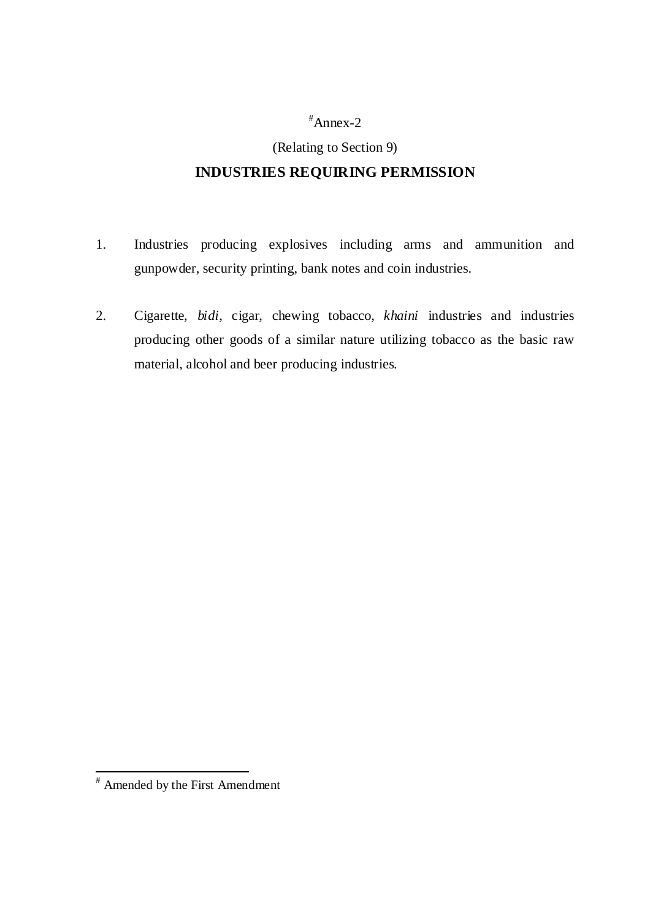[#]Annex-2

(Relating to Section 9)

# INDUSTRIES REQUIRING PERMISSION

1. Industries producing explosives including arms and ammunition and gunpowder, security printing, bank notes and coin industries.

2. Cigarette, *bidi*, cigar, chewing tobacco, *khaini* industries and industries producing other goods of a similar nature utilizing tobacco as the basic raw material, alcohol and beer producing industries.

---

[#] Amended by the First Amendment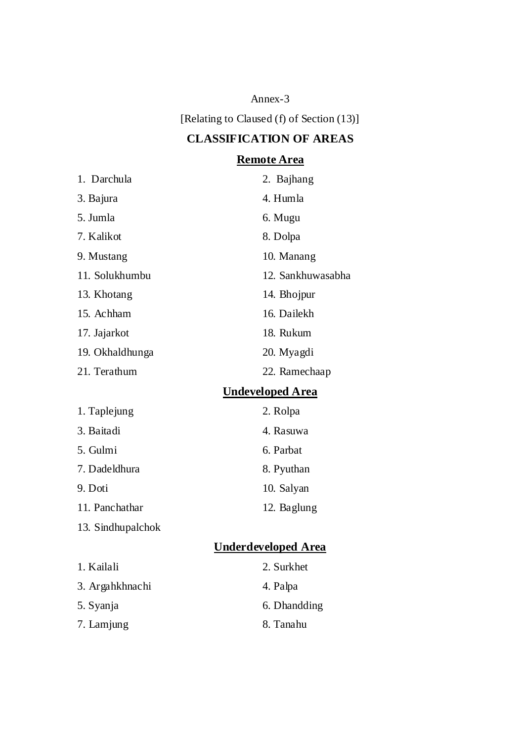Annex-3

[Relating to Claused (f) of Section (13)]

## CLASSIFICATION OF AREAS

### Remote Area

1. Darchula
2. Bajhang
3. Bajura
4. Humla
5. Jumla
6. Mugu
7. Kalikot
8. Dolpa
9. Mustang
10. Manang
11. Solukhumbu
12. Sankhuwasabha
13. Khotang
14. Bhojpur
15. Achham
16. Dailekh
17. Jajarkot
18. Rukum
19. Okhaldhunga
20. Myagdi
21. Terathum
22. Ramechaap

### Undeveloped Area

1. Taplejung
2. Rolpa
3. Baitadi
4. Rasuwa
5. Gulmi
6. Parbat
7. Dadeldhura
8. Pyuthan
9. Doti
10. Salyan
11. Panchathar
12. Baglung
13. Sindhupalchok

### Underdeveloped Area

1. Kailali
2. Surkhet
3. Argahkhnachi
4. Palpa
5. Syanja
6. Dhandding
7. Lamjung
8. Tanahu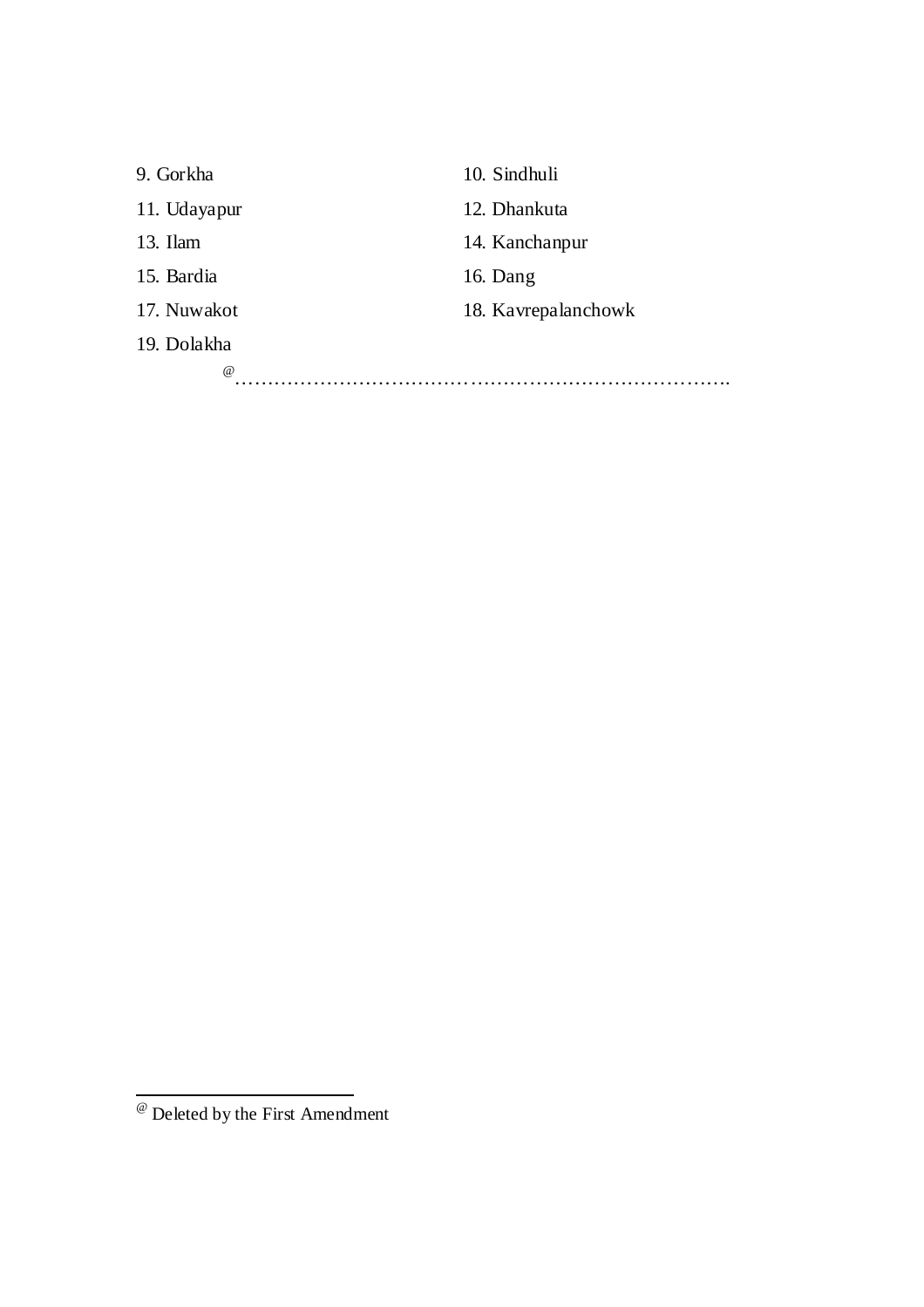9. Gorkha
10. Sindhuli
11. Udayapur
12. Dhankuta
13. Ilam
14. Kanchanpur
15. Bardia
16. Dang
17. Nuwakot
18. Kavrepalanchowk
19. Dolakha

[@]…………………………………………………………………….

[@] Deleted by the First Amendment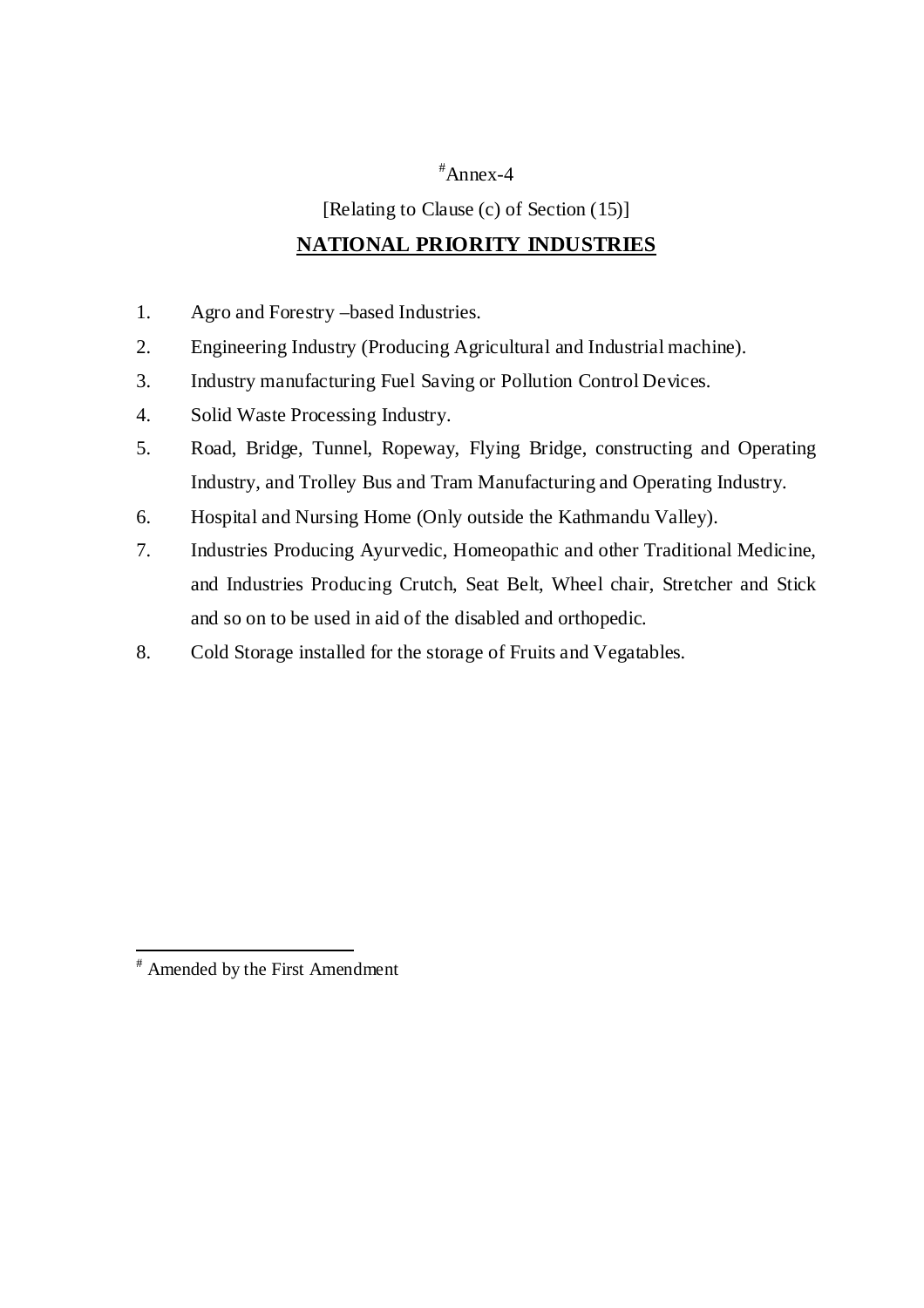[#]Annex-4

[Relating to Clause (c) of Section (15)]

## NATIONAL PRIORITY INDUSTRIES

1. Agro and Forestry –based Industries.
2. Engineering Industry (Producing Agricultural and Industrial machine).
3. Industry manufacturing Fuel Saving or Pollution Control Devices.
4. Solid Waste Processing Industry.
5. Road, Bridge, Tunnel, Ropeway, Flying Bridge, constructing and Operating Industry, and Trolley Bus and Tram Manufacturing and Operating Industry.
6. Hospital and Nursing Home (Only outside the Kathmandu Valley).
7. Industries Producing Ayurvedic, Homeopathic and other Traditional Medicine, and Industries Producing Crutch, Seat Belt, Wheel chair, Stretcher and Stick and so on to be used in aid of the disabled and orthopedic.
8. Cold Storage installed for the storage of Fruits and Vegatables.

---

[#] Amended by the First Amendment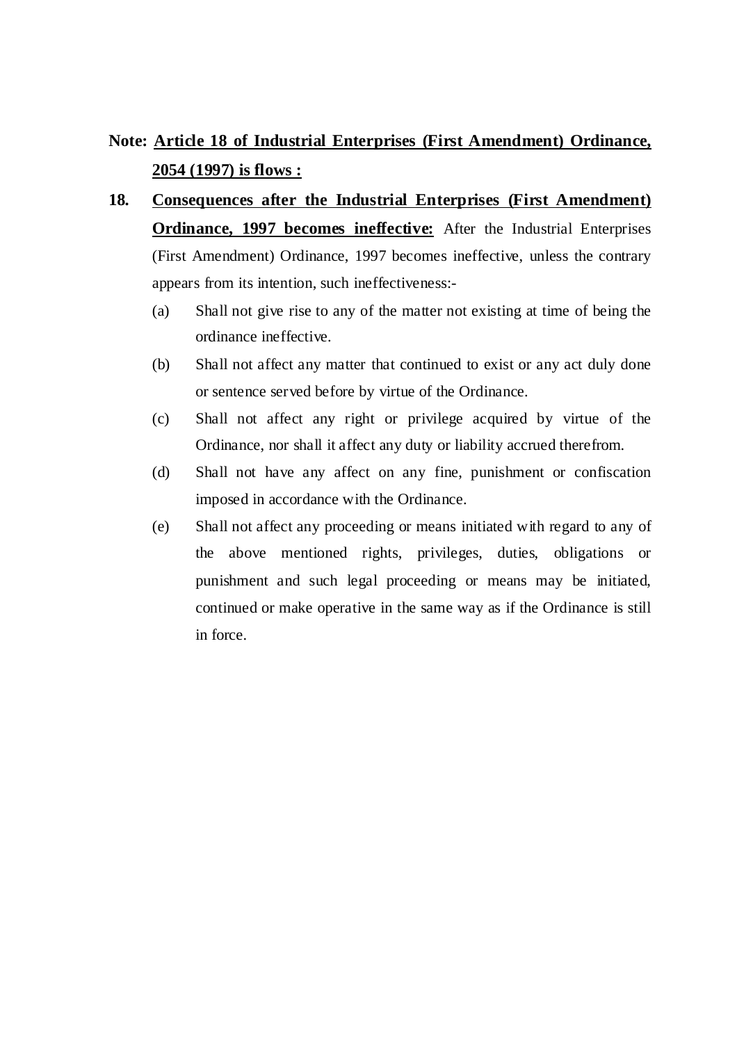**Note: <u>Article 18 of Industrial Enterprises (First Amendment) Ordinance, 2054 (1997) is flows :</u>**

**18. <u>Consequences after the Industrial Enterprises (First Amendment) Ordinance, 1997 becomes ineffective:</u>** After the Industrial Enterprises (First Amendment) Ordinance, 1997 becomes ineffective, unless the contrary appears from its intention, such ineffectiveness:-

(a) Shall not give rise to any of the matter not existing at time of being the ordinance ineffective.

(b) Shall not affect any matter that continued to exist or any act duly done or sentence served before by virtue of the Ordinance.

(c) Shall not affect any right or privilege acquired by virtue of the Ordinance, nor shall it affect any duty or liability accrued therefrom.

(d) Shall not have any affect on any fine, punishment or confiscation imposed in accordance with the Ordinance.

(e) Shall not affect any proceeding or means initiated with regard to any of the above mentioned rights, privileges, duties, obligations or punishment and such legal proceeding or means may be initiated, continued or make operative in the same way as if the Ordinance is still in force.